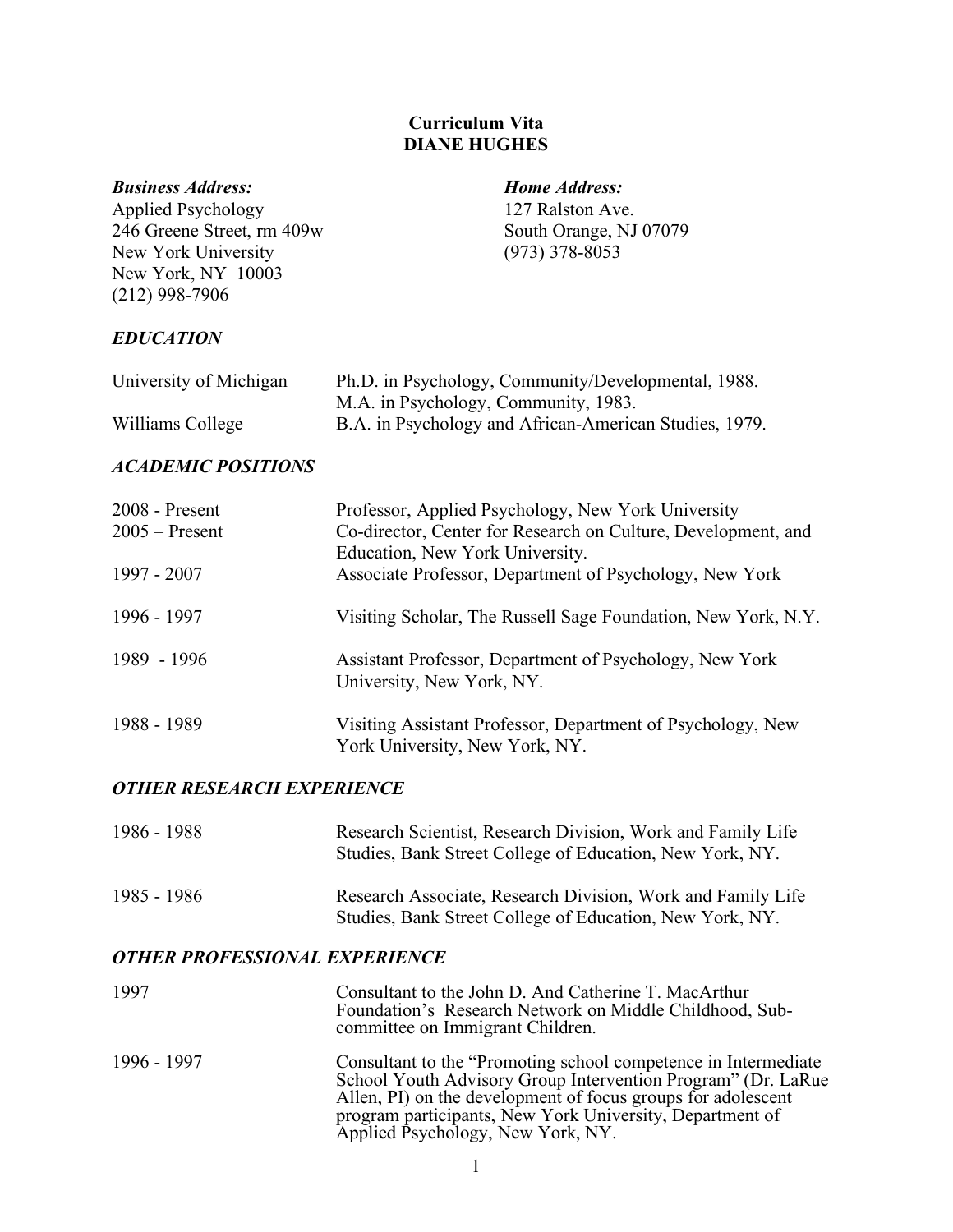# Curriculum Vita
# DIANE HUGHES

***Business Address:***
Applied Psychology
246 Greene Street, rm 409w
New York University
New York, NY 10003
(212) 998-7906

***Home Address:***
127 Ralston Ave.
South Orange, NJ 07079
(973) 378-8053

## *EDUCATION*

| | |
|---|---|
| University of Michigan | Ph.D. in Psychology, Community/Developmental, 1988. |
| | M.A. in Psychology, Community, 1983. |
| Williams College | B.A. in Psychology and African-American Studies, 1979. |

## *ACADEMIC POSITIONS*

| | |
|---|---|
| 2008 - Present | Professor, Applied Psychology, New York University |
| 2005 – Present | Co-director, Center for Research on Culture, Development, and Education, New York University. |
| 1997 - 2007 | Associate Professor, Department of Psychology, New York |
| 1996 - 1997 | Visiting Scholar, The Russell Sage Foundation, New York, N.Y. |
| 1989 - 1996 | Assistant Professor, Department of Psychology, New York University, New York, NY. |
| 1988 - 1989 | Visiting Assistant Professor, Department of Psychology, New York University, New York, NY. |

## *OTHER RESEARCH EXPERIENCE*

| | |
|---|---|
| 1986 - 1988 | Research Scientist, Research Division, Work and Family Life Studies, Bank Street College of Education, New York, NY. |
| 1985 - 1986 | Research Associate, Research Division, Work and Family Life Studies, Bank Street College of Education, New York, NY. |

## *OTHER PROFESSIONAL EXPERIENCE*

| | |
|---|---|
| 1997 | Consultant to the John D. And Catherine T. MacArthur Foundation's Research Network on Middle Childhood, Sub-committee on Immigrant Children. |
| 1996 - 1997 | Consultant to the "Promoting school competence in Intermediate School Youth Advisory Group Intervention Program" (Dr. LaRue Allen, PI) on the development of focus groups for adolescent program participants, New York University, Department of Applied Psychology, New York, NY. |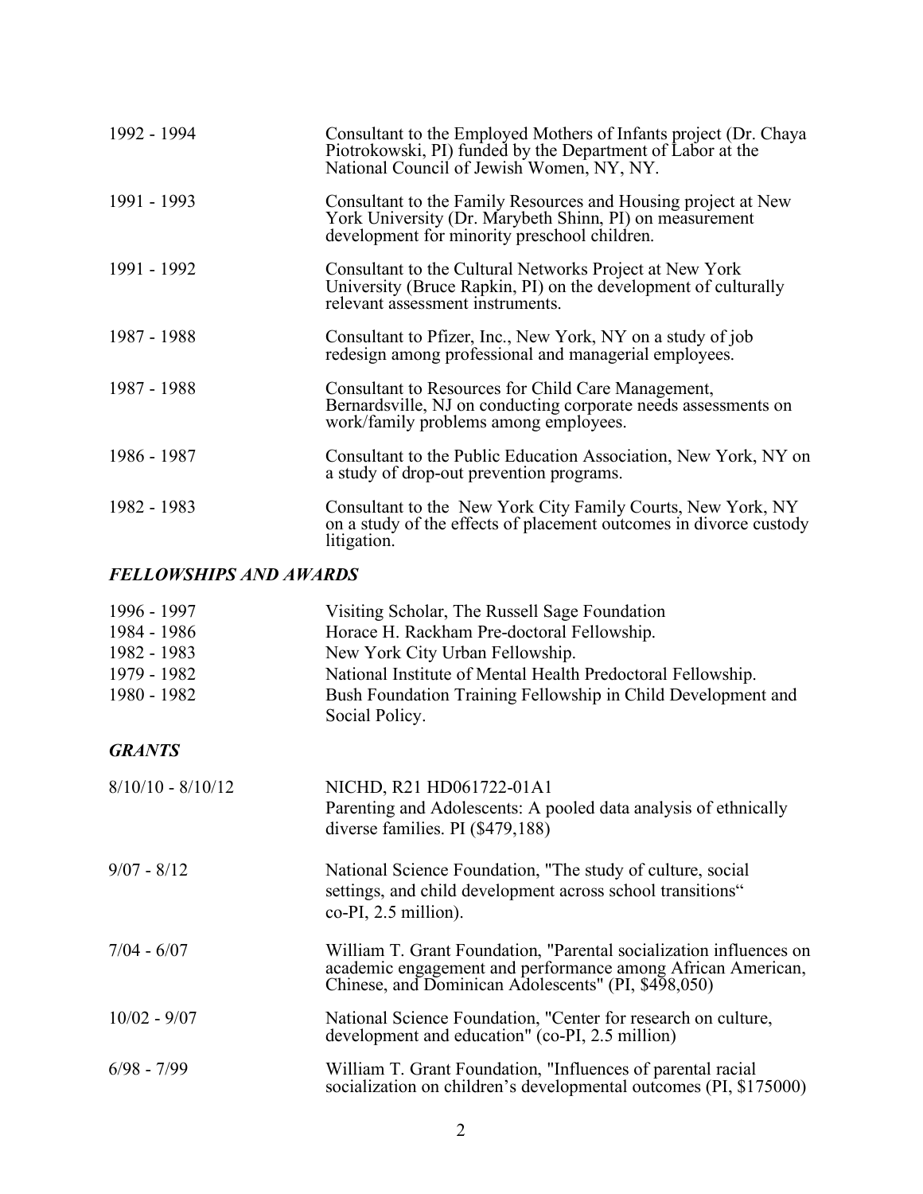1992 - 1994 Consultant to the Employed Mothers of Infants project (Dr. Chaya Piotrokowski, PI) funded by the Department of Labor at the National Council of Jewish Women, NY, NY.

1991 - 1993 Consultant to the Family Resources and Housing project at New York University (Dr. Marybeth Shinn, PI) on measurement development for minority preschool children.

1991 - 1992 Consultant to the Cultural Networks Project at New York University (Bruce Rapkin, PI) on the development of culturally relevant assessment instruments.

1987 - 1988 Consultant to Pfizer, Inc., New York, NY on a study of job redesign among professional and managerial employees.

1987 - 1988 Consultant to Resources for Child Care Management, Bernardsville, NJ on conducting corporate needs assessments on work/family problems among employees.

1986 - 1987 Consultant to the Public Education Association, New York, NY on a study of drop-out prevention programs.

1982 - 1983 Consultant to the New York City Family Courts, New York, NY on a study of the effects of placement outcomes in divorce custody litigation.

### *FELLOWSHIPS AND AWARDS*

1996 - 1997 Visiting Scholar, The Russell Sage Foundation
1984 - 1986 Horace H. Rackham Pre-doctoral Fellowship.
1982 - 1983 New York City Urban Fellowship.
1979 - 1982 National Institute of Mental Health Predoctoral Fellowship.
1980 - 1982 Bush Foundation Training Fellowship in Child Development and Social Policy.

### *GRANTS*

8/10/10 - 8/10/12 NICHD, R21 HD061722-01A1
Parenting and Adolescents: A pooled data analysis of ethnically diverse families. PI ($479,188)

9/07 - 8/12 National Science Foundation, "The study of culture, social settings, and child development across school transitions" co-PI, 2.5 million).

7/04 - 6/07 William T. Grant Foundation, "Parental socialization influences on academic engagement and performance among African American, Chinese, and Dominican Adolescents" (PI, $498,050)

10/02 - 9/07 National Science Foundation, "Center for research on culture, development and education" (co-PI, 2.5 million)

6/98 - 7/99 William T. Grant Foundation, "Influences of parental racial socialization on children's developmental outcomes (PI, $175000)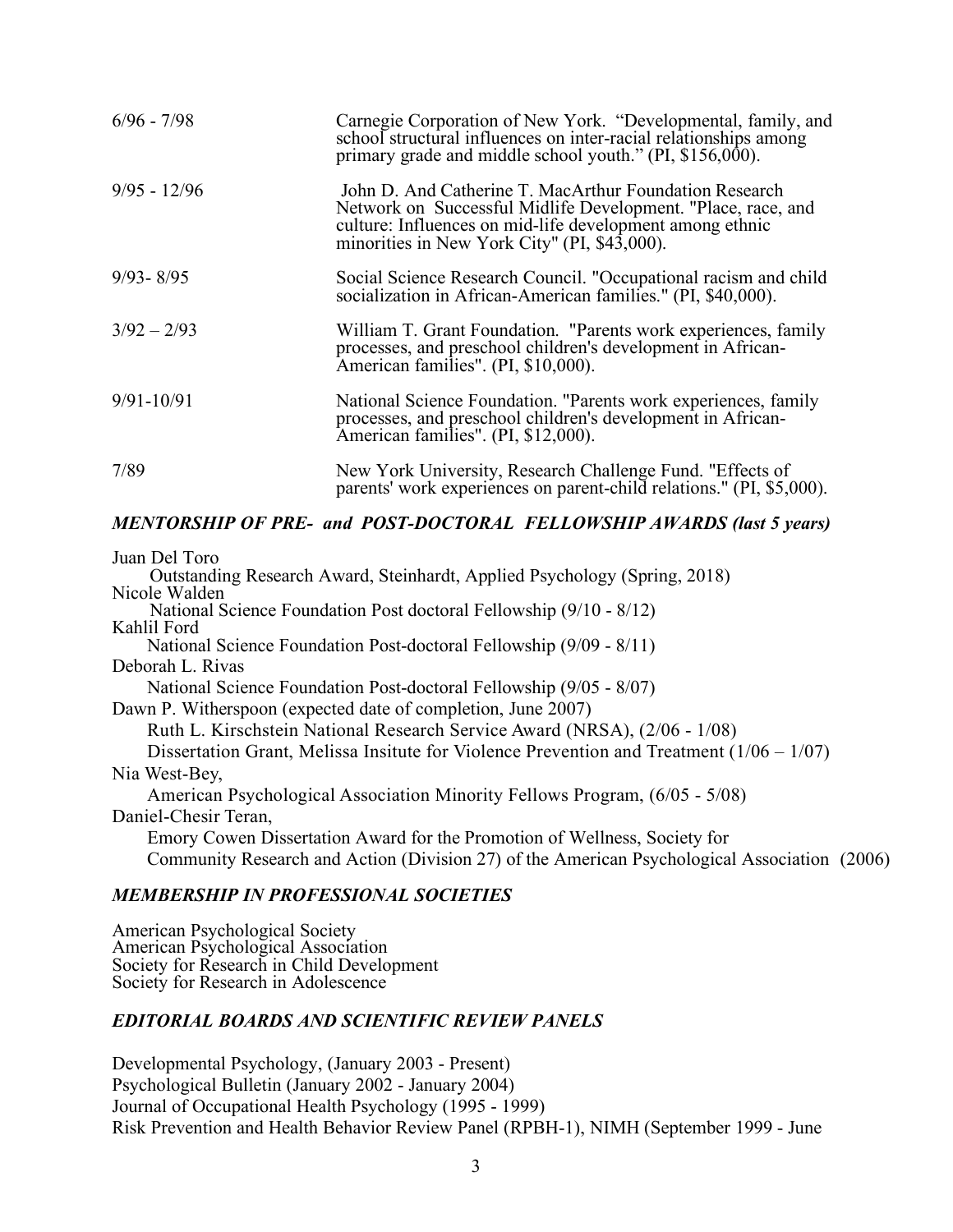| | |
|---|---|
| 6/96 - 7/98 | Carnegie Corporation of New York. "Developmental, family, and school structural influences on inter-racial relationships among primary grade and middle school youth." (PI, $156,000). |
| 9/95 - 12/96 | John D. And Catherine T. MacArthur Foundation Research Network on Successful Midlife Development. "Place, race, and culture: Influences on mid-life development among ethnic minorities in New York City" (PI, $43,000). |
| 9/93- 8/95 | Social Science Research Council. "Occupational racism and child socialization in African-American families." (PI, $40,000). |
| 3/92 – 2/93 | William T. Grant Foundation. "Parents work experiences, family processes, and preschool children's development in African-American families". (PI, $10,000). |
| 9/91-10/91 | National Science Foundation. "Parents work experiences, family processes, and preschool children's development in African-American families". (PI, $12,000). |
| 7/89 | New York University, Research Challenge Fund. "Effects of parents' work experiences on parent-child relations." (PI, $5,000). |

### *MENTORSHIP OF PRE- and POST-DOCTORAL FELLOWSHIP AWARDS (last 5 years)*

Juan Del Toro
 Outstanding Research Award, Steinhardt, Applied Psychology (Spring, 2018)
Nicole Walden
 National Science Foundation Post doctoral Fellowship (9/10 - 8/12)
Kahlil Ford
 National Science Foundation Post-doctoral Fellowship (9/09 - 8/11)
Deborah L. Rivas
 National Science Foundation Post-doctoral Fellowship (9/05 - 8/07)
Dawn P. Witherspoon (expected date of completion, June 2007)
 Ruth L. Kirschstein National Research Service Award (NRSA), (2/06 - 1/08)
 Dissertation Grant, Melissa Insitute for Violence Prevention and Treatment (1/06 – 1/07)
Nia West-Bey,
 American Psychological Association Minority Fellows Program, (6/05 - 5/08)
Daniel-Chesir Teran,
 Emory Cowen Dissertation Award for the Promotion of Wellness, Society for Community Research and Action (Division 27) of the American Psychological Association (2006)

### *MEMBERSHIP IN PROFESSIONAL SOCIETIES*

American Psychological Society
American Psychological Association
Society for Research in Child Development
Society for Research in Adolescence

### *EDITORIAL BOARDS AND SCIENTIFIC REVIEW PANELS*

Developmental Psychology, (January 2003 - Present)
Psychological Bulletin (January 2002 - January 2004)
Journal of Occupational Health Psychology (1995 - 1999)
Risk Prevention and Health Behavior Review Panel (RPBH-1), NIMH (September 1999 - June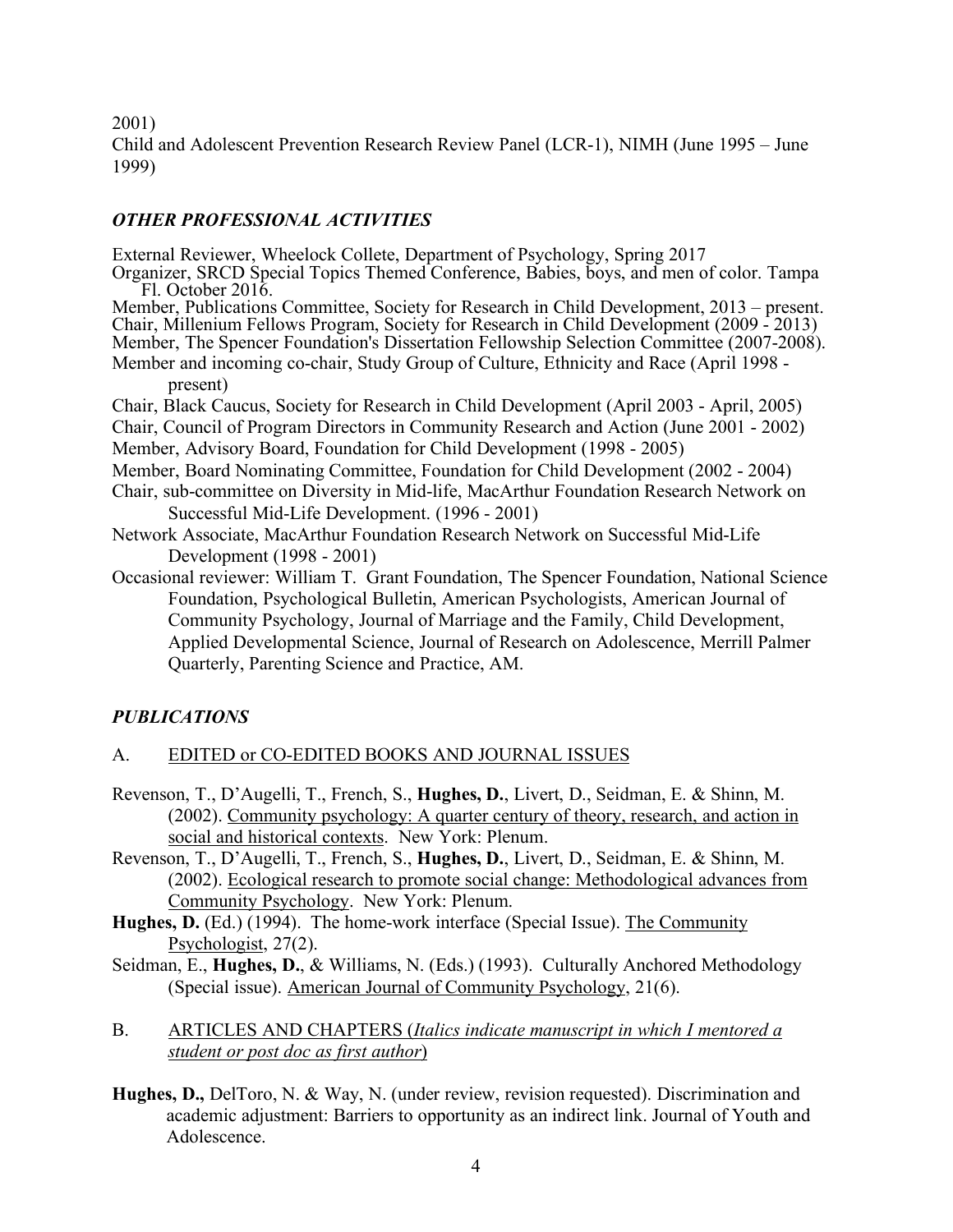2001)

Child and Adolescent Prevention Research Review Panel (LCR-1), NIMH (June 1995 – June 1999)

### *OTHER PROFESSIONAL ACTIVITIES*

External Reviewer, Wheelock Collete, Department of Psychology, Spring 2017

Organizer, SRCD Special Topics Themed Conference, Babies, boys, and men of color. Tampa Fl. October 2016.

Member, Publications Committee, Society for Research in Child Development, 2013 – present.

Chair, Millenium Fellows Program, Society for Research in Child Development (2009 - 2013)

Member, The Spencer Foundation's Dissertation Fellowship Selection Committee (2007-2008).

Member and incoming co-chair, Study Group of Culture, Ethnicity and Race (April 1998 - present)

Chair, Black Caucus, Society for Research in Child Development (April 2003 - April, 2005)

Chair, Council of Program Directors in Community Research and Action (June 2001 - 2002)

Member, Advisory Board, Foundation for Child Development (1998 - 2005)

Member, Board Nominating Committee, Foundation for Child Development (2002 - 2004)

Chair, sub-committee on Diversity in Mid-life, MacArthur Foundation Research Network on Successful Mid-Life Development. (1996 - 2001)

Network Associate, MacArthur Foundation Research Network on Successful Mid-Life Development (1998 - 2001)

Occasional reviewer: William T. Grant Foundation, The Spencer Foundation, National Science Foundation, Psychological Bulletin, American Psychologists, American Journal of Community Psychology, Journal of Marriage and the Family, Child Development, Applied Developmental Science, Journal of Research on Adolescence, Merrill Palmer Quarterly, Parenting Science and Practice, AM.

### *PUBLICATIONS*

A. EDITED or CO-EDITED BOOKS AND JOURNAL ISSUES

Revenson, T., D'Augelli, T., French, S., **Hughes, D.**, Livert, D., Seidman, E. & Shinn, M. (2002). Community psychology: A quarter century of theory, research, and action in social and historical contexts. New York: Plenum.

Revenson, T., D'Augelli, T., French, S., **Hughes, D.**, Livert, D., Seidman, E. & Shinn, M. (2002). Ecological research to promote social change: Methodological advances from Community Psychology. New York: Plenum.

**Hughes, D.** (Ed.) (1994). The home-work interface (Special Issue). The Community Psychologist, 27(2).

Seidman, E., **Hughes, D.**, & Williams, N. (Eds.) (1993). Culturally Anchored Methodology (Special issue). American Journal of Community Psychology, 21(6).

B. ARTICLES AND CHAPTERS (*Italics indicate manuscript in which I mentored a student or post doc as first author*)

**Hughes, D.,** DelToro, N. & Way, N. (under review, revision requested). Discrimination and academic adjustment: Barriers to opportunity as an indirect link. Journal of Youth and Adolescence.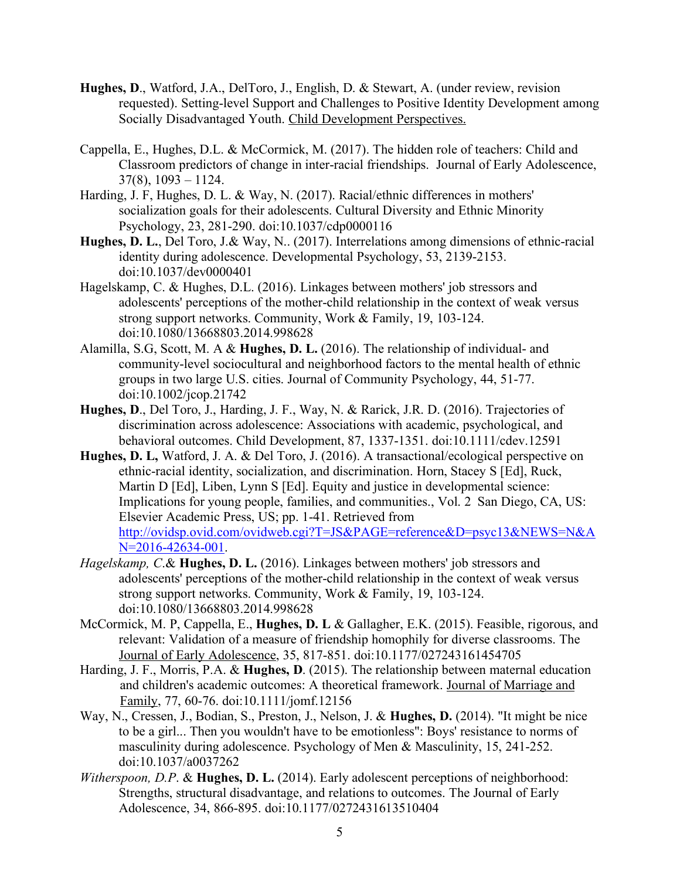**Hughes, D**., Watford, J.A., DelToro, J., English, D. & Stewart, A. (under review, revision requested). Setting-level Support and Challenges to Positive Identity Development among Socially Disadvantaged Youth. Child Development Perspectives.

Cappella, E., Hughes, D.L. & McCormick, M. (2017). The hidden role of teachers: Child and Classroom predictors of change in inter-racial friendships. Journal of Early Adolescence, 37(8), 1093 – 1124.

Harding, J. F, Hughes, D. L. & Way, N. (2017). Racial/ethnic differences in mothers' socialization goals for their adolescents. Cultural Diversity and Ethnic Minority Psychology, 23, 281-290. doi:10.1037/cdp0000116

**Hughes, D. L.**, Del Toro, J.& Way, N.. (2017). Interrelations among dimensions of ethnic-racial identity during adolescence. Developmental Psychology, 53, 2139-2153. doi:10.1037/dev0000401

Hagelskamp, C. & Hughes, D.L. (2016). Linkages between mothers' job stressors and adolescents' perceptions of the mother-child relationship in the context of weak versus strong support networks. Community, Work & Family, 19, 103-124. doi:10.1080/13668803.2014.998628

Alamilla, S.G, Scott, M. A & **Hughes, D. L.** (2016). The relationship of individual- and community-level sociocultural and neighborhood factors to the mental health of ethnic groups in two large U.S. cities. Journal of Community Psychology, 44, 51-77. doi:10.1002/jcop.21742

**Hughes, D**., Del Toro, J., Harding, J. F., Way, N. & Rarick, J.R. D. (2016). Trajectories of discrimination across adolescence: Associations with academic, psychological, and behavioral outcomes. Child Development, 87, 1337-1351. doi:10.1111/cdev.12591

**Hughes, D. L,** Watford, J. A. & Del Toro, J. (2016). A transactional/ecological perspective on ethnic-racial identity, socialization, and discrimination. Horn, Stacey S [Ed], Ruck, Martin D [Ed], Liben, Lynn S [Ed]. Equity and justice in developmental science: Implications for young people, families, and communities., Vol. 2 San Diego, CA, US: Elsevier Academic Press, US; pp. 1-41. Retrieved from http://ovidsp.ovid.com/ovidweb.cgi?T=JS&PAGE=reference&D=psyc13&NEWS=N&AN=2016-42634-001.

*Hagelskamp, C.*& **Hughes, D. L.** (2016). Linkages between mothers' job stressors and adolescents' perceptions of the mother-child relationship in the context of weak versus strong support networks. Community, Work & Family, 19, 103-124. doi:10.1080/13668803.2014.998628

McCormick, M. P, Cappella, E., **Hughes, D. L** & Gallagher, E.K. (2015). Feasible, rigorous, and relevant: Validation of a measure of friendship homophily for diverse classrooms. The Journal of Early Adolescence, 35, 817-851. doi:10.1177/027243161454705

Harding, J. F., Morris, P.A. & **Hughes, D**. (2015). The relationship between maternal education and children's academic outcomes: A theoretical framework. Journal of Marriage and Family, 77, 60-76. doi:10.1111/jomf.12156

Way, N., Cressen, J., Bodian, S., Preston, J., Nelson, J. & **Hughes, D.** (2014). "It might be nice to be a girl... Then you wouldn't have to be emotionless": Boys' resistance to norms of masculinity during adolescence. Psychology of Men & Masculinity, 15, 241-252. doi:10.1037/a0037262

*Witherspoon, D.P*. & **Hughes, D. L.** (2014). Early adolescent perceptions of neighborhood: Strengths, structural disadvantage, and relations to outcomes. The Journal of Early Adolescence, 34, 866-895. doi:10.1177/0272431613510404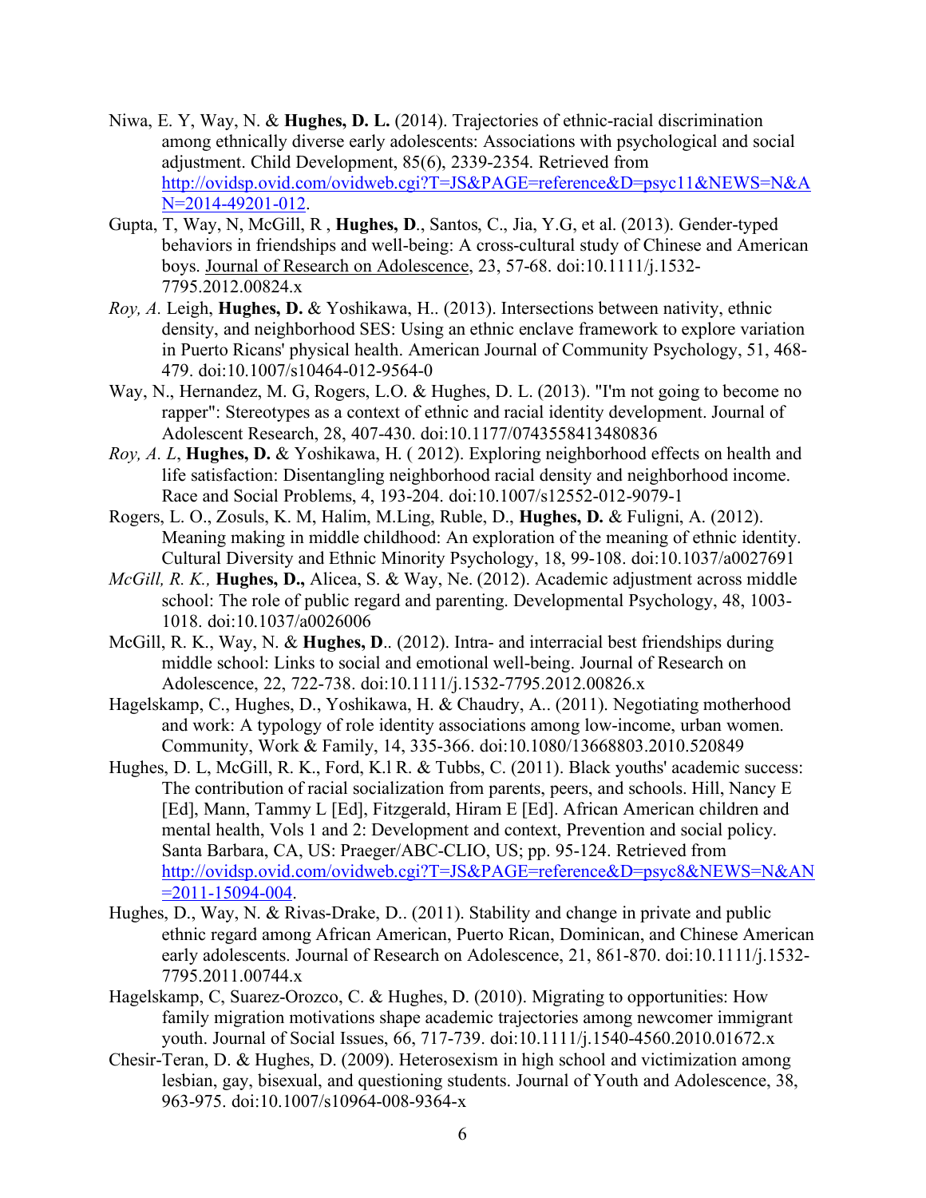Niwa, E. Y, Way, N. & **Hughes, D. L.** (2014). Trajectories of ethnic-racial discrimination among ethnically diverse early adolescents: Associations with psychological and social adjustment. Child Development, 85(6), 2339-2354. Retrieved from http://ovidsp.ovid.com/ovidweb.cgi?T=JS&PAGE=reference&D=psyc11&NEWS=N&AN=2014-49201-012.

Gupta, T, Way, N, McGill, R , **Hughes, D**., Santos, C., Jia, Y.G, et al. (2013). Gender-typed behaviors in friendships and well-being: A cross-cultural study of Chinese and American boys. Journal of Research on Adolescence, 23, 57-68. doi:10.1111/j.1532-7795.2012.00824.x

*Roy, A*. Leigh, **Hughes, D.** & Yoshikawa, H.. (2013). Intersections between nativity, ethnic density, and neighborhood SES: Using an ethnic enclave framework to explore variation in Puerto Ricans' physical health. American Journal of Community Psychology, 51, 468-479. doi:10.1007/s10464-012-9564-0

Way, N., Hernandez, M. G, Rogers, L.O. & Hughes, D. L. (2013). "I'm not going to become no rapper": Stereotypes as a context of ethnic and racial identity development. Journal of Adolescent Research, 28, 407-430. doi:10.1177/0743558413480836

*Roy, A. L*, **Hughes, D.** & Yoshikawa, H. ( 2012). Exploring neighborhood effects on health and life satisfaction: Disentangling neighborhood racial density and neighborhood income. Race and Social Problems, 4, 193-204. doi:10.1007/s12552-012-9079-1

Rogers, L. O., Zosuls, K. M, Halim, M.Ling, Ruble, D., **Hughes, D.** & Fuligni, A. (2012). Meaning making in middle childhood: An exploration of the meaning of ethnic identity. Cultural Diversity and Ethnic Minority Psychology, 18, 99-108. doi:10.1037/a0027691

*McGill, R. K.,* **Hughes, D.,** Alicea, S. & Way, Ne. (2012). Academic adjustment across middle school: The role of public regard and parenting. Developmental Psychology, 48, 1003-1018. doi:10.1037/a0026006

McGill, R. K., Way, N. & **Hughes, D**.. (2012). Intra- and interracial best friendships during middle school: Links to social and emotional well-being. Journal of Research on Adolescence, 22, 722-738. doi:10.1111/j.1532-7795.2012.00826.x

Hagelskamp, C., Hughes, D., Yoshikawa, H. & Chaudry, A.. (2011). Negotiating motherhood and work: A typology of role identity associations among low-income, urban women. Community, Work & Family, 14, 335-366. doi:10.1080/13668803.2010.520849

Hughes, D. L, McGill, R. K., Ford, K.l R. & Tubbs, C. (2011). Black youths' academic success: The contribution of racial socialization from parents, peers, and schools. Hill, Nancy E [Ed], Mann, Tammy L [Ed], Fitzgerald, Hiram E [Ed]. African American children and mental health, Vols 1 and 2: Development and context, Prevention and social policy. Santa Barbara, CA, US: Praeger/ABC-CLIO, US; pp. 95-124. Retrieved from http://ovidsp.ovid.com/ovidweb.cgi?T=JS&PAGE=reference&D=psyc8&NEWS=N&AN=2011-15094-004.

Hughes, D., Way, N. & Rivas-Drake, D.. (2011). Stability and change in private and public ethnic regard among African American, Puerto Rican, Dominican, and Chinese American early adolescents. Journal of Research on Adolescence, 21, 861-870. doi:10.1111/j.1532-7795.2011.00744.x

Hagelskamp, C, Suarez-Orozco, C. & Hughes, D. (2010). Migrating to opportunities: How family migration motivations shape academic trajectories among newcomer immigrant youth. Journal of Social Issues, 66, 717-739. doi:10.1111/j.1540-4560.2010.01672.x

Chesir-Teran, D. & Hughes, D. (2009). Heterosexism in high school and victimization among lesbian, gay, bisexual, and questioning students. Journal of Youth and Adolescence, 38, 963-975. doi:10.1007/s10964-008-9364-x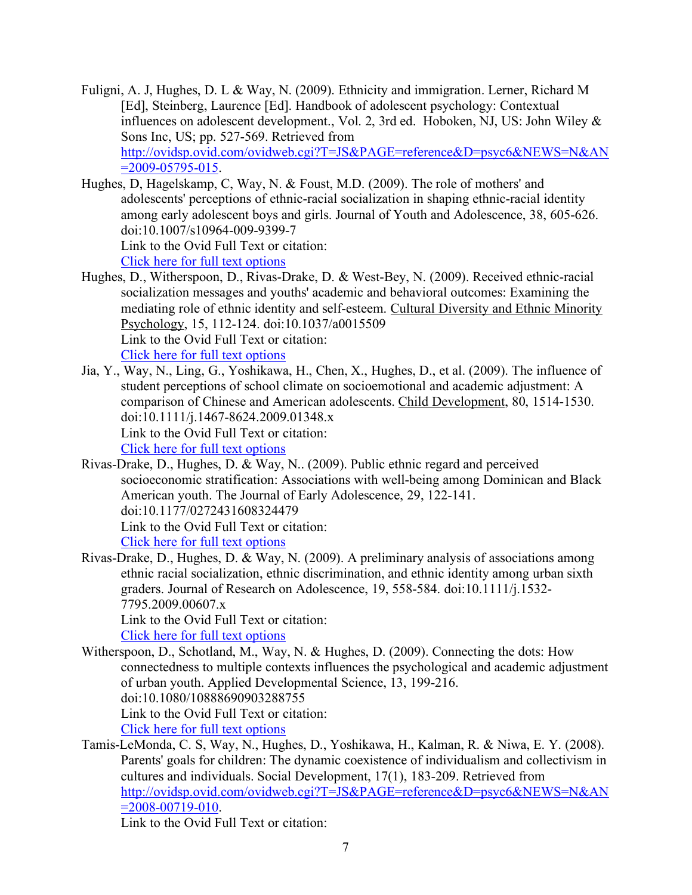Fuligni, A. J, Hughes, D. L & Way, N. (2009). Ethnicity and immigration. Lerner, Richard M [Ed], Steinberg, Laurence [Ed]. Handbook of adolescent psychology: Contextual influences on adolescent development., Vol. 2, 3rd ed. Hoboken, NJ, US: John Wiley & Sons Inc, US; pp. 527-569. Retrieved from http://ovidsp.ovid.com/ovidweb.cgi?T=JS&PAGE=reference&D=psyc6&NEWS=N&AN=2009-05795-015.

Hughes, D, Hagelskamp, C, Way, N. & Foust, M.D. (2009). The role of mothers' and adolescents' perceptions of ethnic-racial socialization in shaping ethnic-racial identity among early adolescent boys and girls. Journal of Youth and Adolescence, 38, 605-626. doi:10.1007/s10964-009-9399-7
Link to the Ovid Full Text or citation:
Click here for full text options

Hughes, D., Witherspoon, D., Rivas-Drake, D. & West-Bey, N. (2009). Received ethnic-racial socialization messages and youths' academic and behavioral outcomes: Examining the mediating role of ethnic identity and self-esteem. Cultural Diversity and Ethnic Minority Psychology, 15, 112-124. doi:10.1037/a0015509
Link to the Ovid Full Text or citation:
Click here for full text options

Jia, Y., Way, N., Ling, G., Yoshikawa, H., Chen, X., Hughes, D., et al. (2009). The influence of student perceptions of school climate on socioemotional and academic adjustment: A comparison of Chinese and American adolescents. Child Development, 80, 1514-1530. doi:10.1111/j.1467-8624.2009.01348.x
Link to the Ovid Full Text or citation:
Click here for full text options

Rivas-Drake, D., Hughes, D. & Way, N.. (2009). Public ethnic regard and perceived socioeconomic stratification: Associations with well-being among Dominican and Black American youth. The Journal of Early Adolescence, 29, 122-141. doi:10.1177/0272431608324479
Link to the Ovid Full Text or citation:
Click here for full text options

Rivas-Drake, D., Hughes, D. & Way, N. (2009). A preliminary analysis of associations among ethnic racial socialization, ethnic discrimination, and ethnic identity among urban sixth graders. Journal of Research on Adolescence, 19, 558-584. doi:10.1111/j.1532-7795.2009.00607.x
Link to the Ovid Full Text or citation:
Click here for full text options

Witherspoon, D., Schotland, M., Way, N. & Hughes, D. (2009). Connecting the dots: How connectedness to multiple contexts influences the psychological and academic adjustment of urban youth. Applied Developmental Science, 13, 199-216. doi:10.1080/10888690903288755
Link to the Ovid Full Text or citation:
Click here for full text options

Tamis-LeMonda, C. S, Way, N., Hughes, D., Yoshikawa, H., Kalman, R. & Niwa, E. Y. (2008). Parents' goals for children: The dynamic coexistence of individualism and collectivism in cultures and individuals. Social Development, 17(1), 183-209. Retrieved from http://ovidsp.ovid.com/ovidweb.cgi?T=JS&PAGE=reference&D=psyc6&NEWS=N&AN=2008-00719-010.
Link to the Ovid Full Text or citation: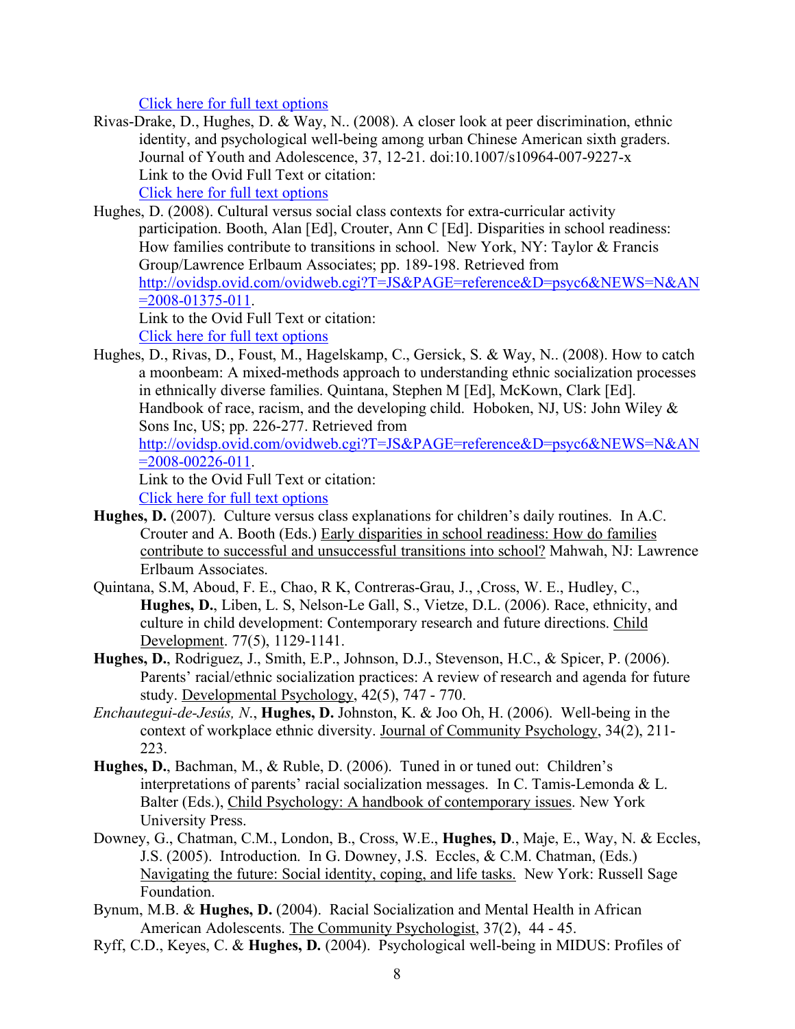[Click here for full text options]

Rivas-Drake, D., Hughes, D. & Way, N.. (2008). A closer look at peer discrimination, ethnic identity, and psychological well-being among urban Chinese American sixth graders. Journal of Youth and Adolescence, 37, 12-21. doi:10.1007/s10964-007-9227-x
Link to the Ovid Full Text or citation:
[Click here for full text options]

Hughes, D. (2008). Cultural versus social class contexts for extra-curricular activity participation. Booth, Alan [Ed], Crouter, Ann C [Ed]. Disparities in school readiness: How families contribute to transitions in school. New York, NY: Taylor & Francis Group/Lawrence Erlbaum Associates; pp. 189-198. Retrieved from http://ovidsp.ovid.com/ovidweb.cgi?T=JS&PAGE=reference&D=psyc6&NEWS=N&AN=2008-01375-011.
Link to the Ovid Full Text or citation:
[Click here for full text options]

Hughes, D., Rivas, D., Foust, M., Hagelskamp, C., Gersick, S. & Way, N.. (2008). How to catch a moonbeam: A mixed-methods approach to understanding ethnic socialization processes in ethnically diverse families. Quintana, Stephen M [Ed], McKown, Clark [Ed]. Handbook of race, racism, and the developing child. Hoboken, NJ, US: John Wiley & Sons Inc, US; pp. 226-277. Retrieved from http://ovidsp.ovid.com/ovidweb.cgi?T=JS&PAGE=reference&D=psyc6&NEWS=N&AN=2008-00226-011.
Link to the Ovid Full Text or citation:
[Click here for full text options]

**Hughes, D.** (2007). Culture versus class explanations for children's daily routines. In A.C. Crouter and A. Booth (Eds.) Early disparities in school readiness: How do families contribute to successful and unsuccessful transitions into school? Mahwah, NJ: Lawrence Erlbaum Associates.

Quintana, S.M, Aboud, F. E., Chao, R K, Contreras-Grau, J., ,Cross, W. E., Hudley, C., **Hughes, D.**, Liben, L. S, Nelson-Le Gall, S., Vietze, D.L. (2006). Race, ethnicity, and culture in child development: Contemporary research and future directions. Child Development. 77(5), 1129-1141.

**Hughes, D.**, Rodriguez, J., Smith, E.P., Johnson, D.J., Stevenson, H.C., & Spicer, P. (2006). Parents' racial/ethnic socialization practices: A review of research and agenda for future study. Developmental Psychology, 42(5), 747 - 770.

*Enchautegui-de-Jesús, N.*, **Hughes, D.** Johnston, K. & Joo Oh, H. (2006). Well-being in the context of workplace ethnic diversity. Journal of Community Psychology, 34(2), 211-223.

**Hughes, D.**, Bachman, M., & Ruble, D. (2006). Tuned in or tuned out: Children's interpretations of parents' racial socialization messages. In C. Tamis-Lemonda & L. Balter (Eds.), Child Psychology: A handbook of contemporary issues. New York University Press.

Downey, G., Chatman, C.M., London, B., Cross, W.E., **Hughes, D**., Maje, E., Way, N. & Eccles, J.S. (2005). Introduction. In G. Downey, J.S. Eccles, & C.M. Chatman, (Eds.) Navigating the future: Social identity, coping, and life tasks. New York: Russell Sage Foundation.

Bynum, M.B. & **Hughes, D.** (2004). Racial Socialization and Mental Health in African American Adolescents. The Community Psychologist, 37(2), 44 - 45.

Ryff, C.D., Keyes, C. & **Hughes, D.** (2004). Psychological well-being in MIDUS: Profiles of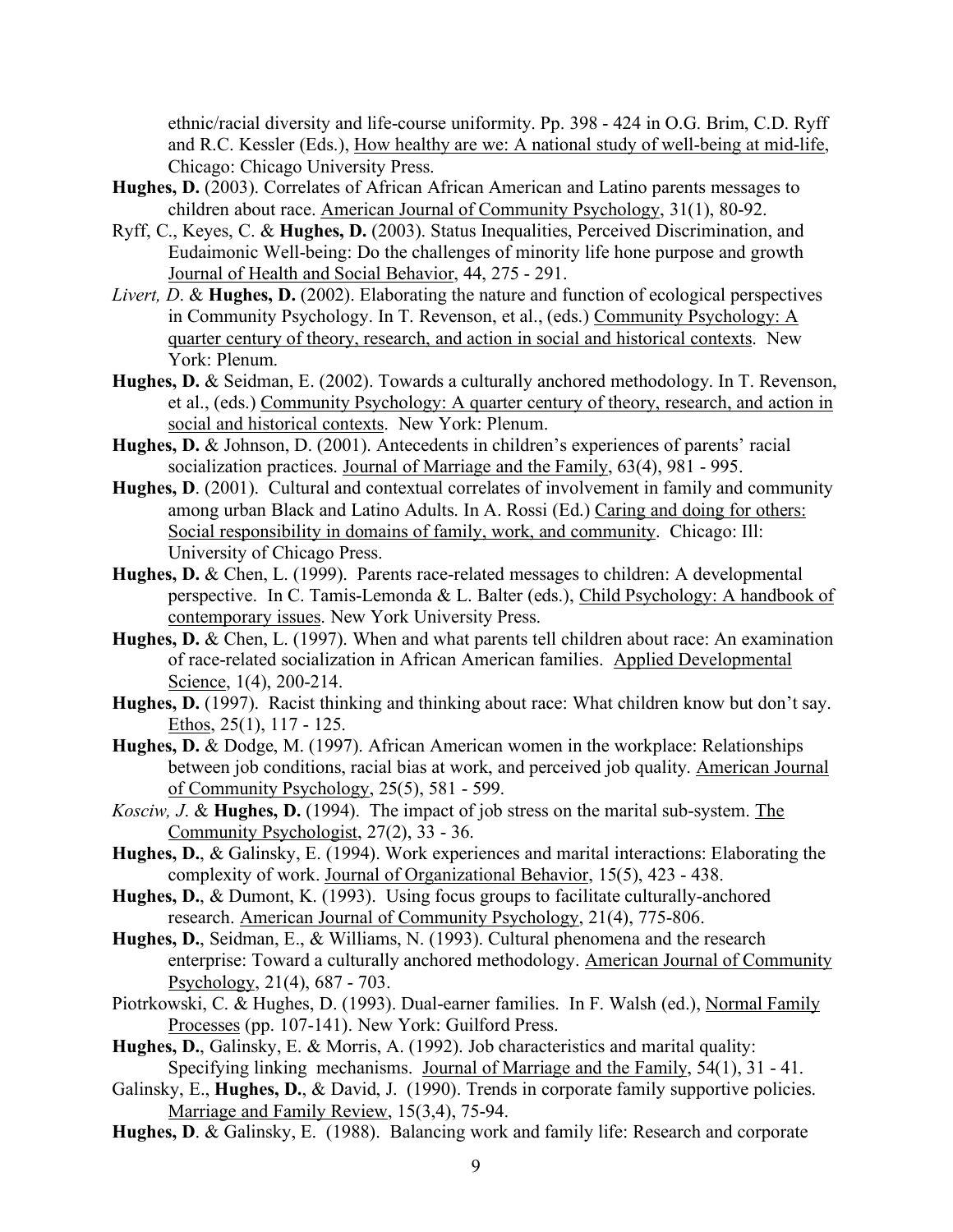ethnic/racial diversity and life-course uniformity. Pp. 398 - 424 in O.G. Brim, C.D. Ryff and R.C. Kessler (Eds.), How healthy are we: A national study of well-being at mid-life, Chicago: Chicago University Press.

**Hughes, D.** (2003). Correlates of African African American and Latino parents messages to children about race. American Journal of Community Psychology, 31(1), 80-92.

Ryff, C., Keyes, C. & **Hughes, D.** (2003). Status Inequalities, Perceived Discrimination, and Eudaimonic Well-being: Do the challenges of minority life hone purpose and growth Journal of Health and Social Behavior, 44, 275 - 291.

*Livert, D*. & **Hughes, D.** (2002). Elaborating the nature and function of ecological perspectives in Community Psychology. In T. Revenson, et al., (eds.) Community Psychology: A quarter century of theory, research, and action in social and historical contexts. New York: Plenum.

**Hughes, D.** & Seidman, E. (2002). Towards a culturally anchored methodology. In T. Revenson, et al., (eds.) Community Psychology: A quarter century of theory, research, and action in social and historical contexts. New York: Plenum.

**Hughes, D.** & Johnson, D. (2001). Antecedents in children's experiences of parents' racial socialization practices. Journal of Marriage and the Family, 63(4), 981 - 995.

**Hughes, D**. (2001). Cultural and contextual correlates of involvement in family and community among urban Black and Latino Adults. In A. Rossi (Ed.) Caring and doing for others: Social responsibility in domains of family, work, and community. Chicago: Ill: University of Chicago Press.

**Hughes, D.** & Chen, L. (1999). Parents race-related messages to children: A developmental perspective. In C. Tamis-Lemonda & L. Balter (eds.), Child Psychology: A handbook of contemporary issues. New York University Press.

**Hughes, D.** & Chen, L. (1997). When and what parents tell children about race: An examination of race-related socialization in African American families. Applied Developmental Science, 1(4), 200-214.

**Hughes, D.** (1997). Racist thinking and thinking about race: What children know but don't say. Ethos, 25(1), 117 - 125.

**Hughes, D.** & Dodge, M. (1997). African American women in the workplace: Relationships between job conditions, racial bias at work, and perceived job quality. American Journal of Community Psychology, 25(5), 581 - 599.

*Kosciw, J*. & **Hughes, D.** (1994). The impact of job stress on the marital sub-system. The Community Psychologist, 27(2), 33 - 36.

**Hughes, D.**, & Galinsky, E. (1994). Work experiences and marital interactions: Elaborating the complexity of work. Journal of Organizational Behavior, 15(5), 423 - 438.

**Hughes, D.**, & Dumont, K. (1993). Using focus groups to facilitate culturally-anchored research. American Journal of Community Psychology, 21(4), 775-806.

**Hughes, D.**, Seidman, E., & Williams, N. (1993). Cultural phenomena and the research enterprise: Toward a culturally anchored methodology. American Journal of Community Psychology, 21(4), 687 - 703.

Piotrkowski, C. & Hughes, D. (1993). Dual-earner families. In F. Walsh (ed.), Normal Family Processes (pp. 107-141). New York: Guilford Press.

**Hughes, D.**, Galinsky, E. & Morris, A. (1992). Job characteristics and marital quality: Specifying linking mechanisms. Journal of Marriage and the Family, 54(1), 31 - 41.

Galinsky, E., **Hughes, D.**, & David, J. (1990). Trends in corporate family supportive policies. Marriage and Family Review, 15(3,4), 75-94.

**Hughes, D**. & Galinsky, E. (1988). Balancing work and family life: Research and corporate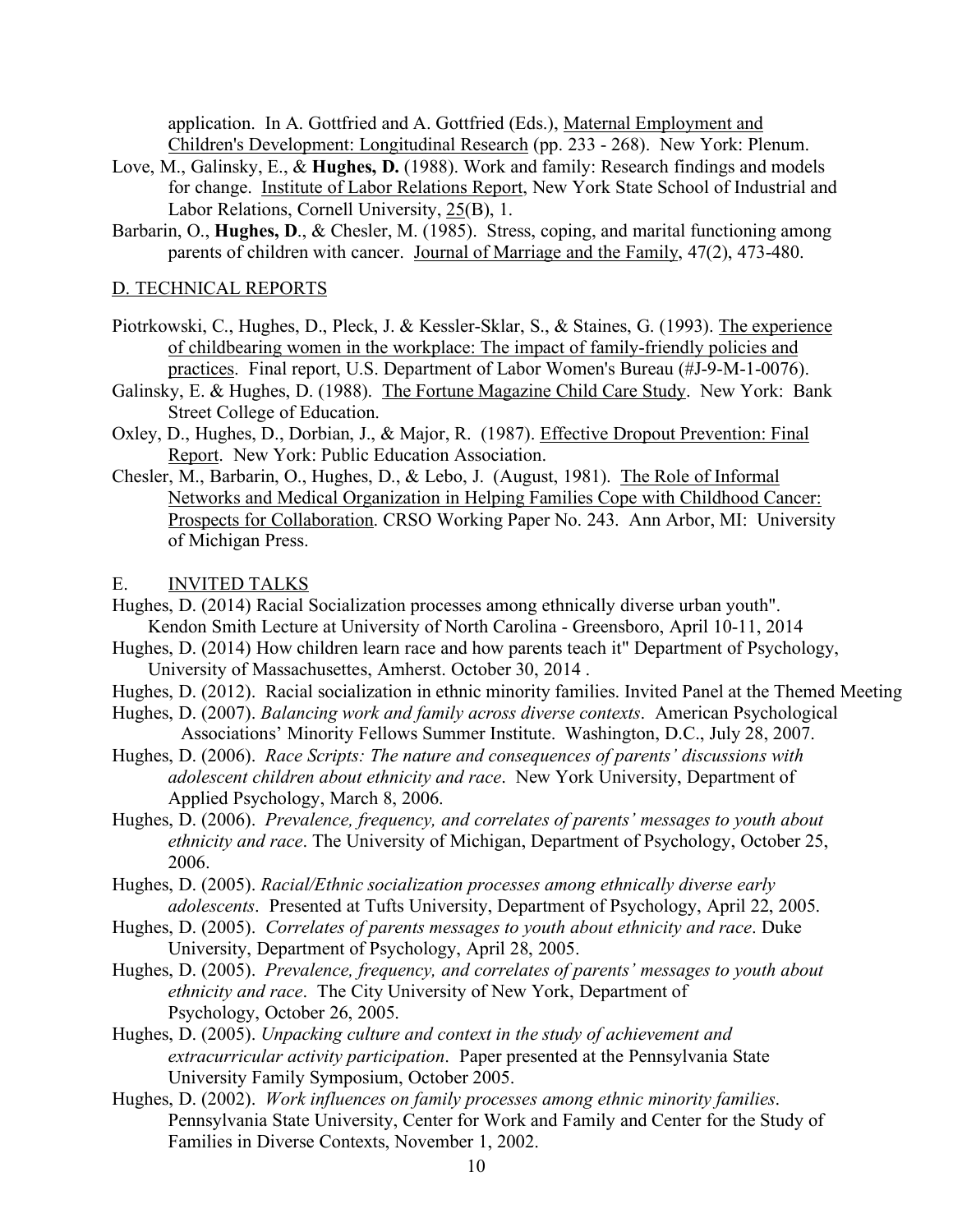application. In A. Gottfried and A. Gottfried (Eds.), Maternal Employment and Children's Development: Longitudinal Research (pp. 233 - 268). New York: Plenum.

Love, M., Galinsky, E., & **Hughes, D.** (1988). Work and family: Research findings and models for change. Institute of Labor Relations Report, New York State School of Industrial and Labor Relations, Cornell University, 25(B), 1.

Barbarin, O., **Hughes, D**., & Chesler, M. (1985). Stress, coping, and marital functioning among parents of children with cancer. Journal of Marriage and the Family, 47(2), 473-480.

## D. TECHNICAL REPORTS

Piotrkowski, C., Hughes, D., Pleck, J. & Kessler-Sklar, S., & Staines, G. (1993). The experience of childbearing women in the workplace: The impact of family-friendly policies and practices. Final report, U.S. Department of Labor Women's Bureau (#J-9-M-1-0076).

Galinsky, E. & Hughes, D. (1988). The Fortune Magazine Child Care Study. New York: Bank Street College of Education.

Oxley, D., Hughes, D., Dorbian, J., & Major, R. (1987). Effective Dropout Prevention: Final Report. New York: Public Education Association.

Chesler, M., Barbarin, O., Hughes, D., & Lebo, J. (August, 1981). The Role of Informal Networks and Medical Organization in Helping Families Cope with Childhood Cancer: Prospects for Collaboration. CRSO Working Paper No. 243. Ann Arbor, MI: University of Michigan Press.

## E. INVITED TALKS

Hughes, D. (2014) Racial Socialization processes among ethnically diverse urban youth". Kendon Smith Lecture at University of North Carolina - Greensboro, April 10-11, 2014

Hughes, D. (2014) How children learn race and how parents teach it" Department of Psychology, University of Massachusettes, Amherst. October 30, 2014 .

Hughes, D. (2012). Racial socialization in ethnic minority families. Invited Panel at the Themed Meeting

Hughes, D. (2007). *Balancing work and family across diverse contexts*. American Psychological Associations' Minority Fellows Summer Institute. Washington, D.C., July 28, 2007.

Hughes, D. (2006). *Race Scripts: The nature and consequences of parents' discussions with adolescent children about ethnicity and race*. New York University, Department of Applied Psychology, March 8, 2006.

Hughes, D. (2006). *Prevalence, frequency, and correlates of parents' messages to youth about ethnicity and race*. The University of Michigan, Department of Psychology, October 25, 2006.

Hughes, D. (2005). *Racial/Ethnic socialization processes among ethnically diverse early adolescents*. Presented at Tufts University, Department of Psychology, April 22, 2005.

Hughes, D. (2005). *Correlates of parents messages to youth about ethnicity and race*. Duke University, Department of Psychology, April 28, 2005.

Hughes, D. (2005). *Prevalence, frequency, and correlates of parents' messages to youth about ethnicity and race*. The City University of New York, Department of Psychology, October 26, 2005.

Hughes, D. (2005). *Unpacking culture and context in the study of achievement and extracurricular activity participation*. Paper presented at the Pennsylvania State University Family Symposium, October 2005.

Hughes, D. (2002). *Work influences on family processes among ethnic minority families*. Pennsylvania State University, Center for Work and Family and Center for the Study of Families in Diverse Contexts, November 1, 2002.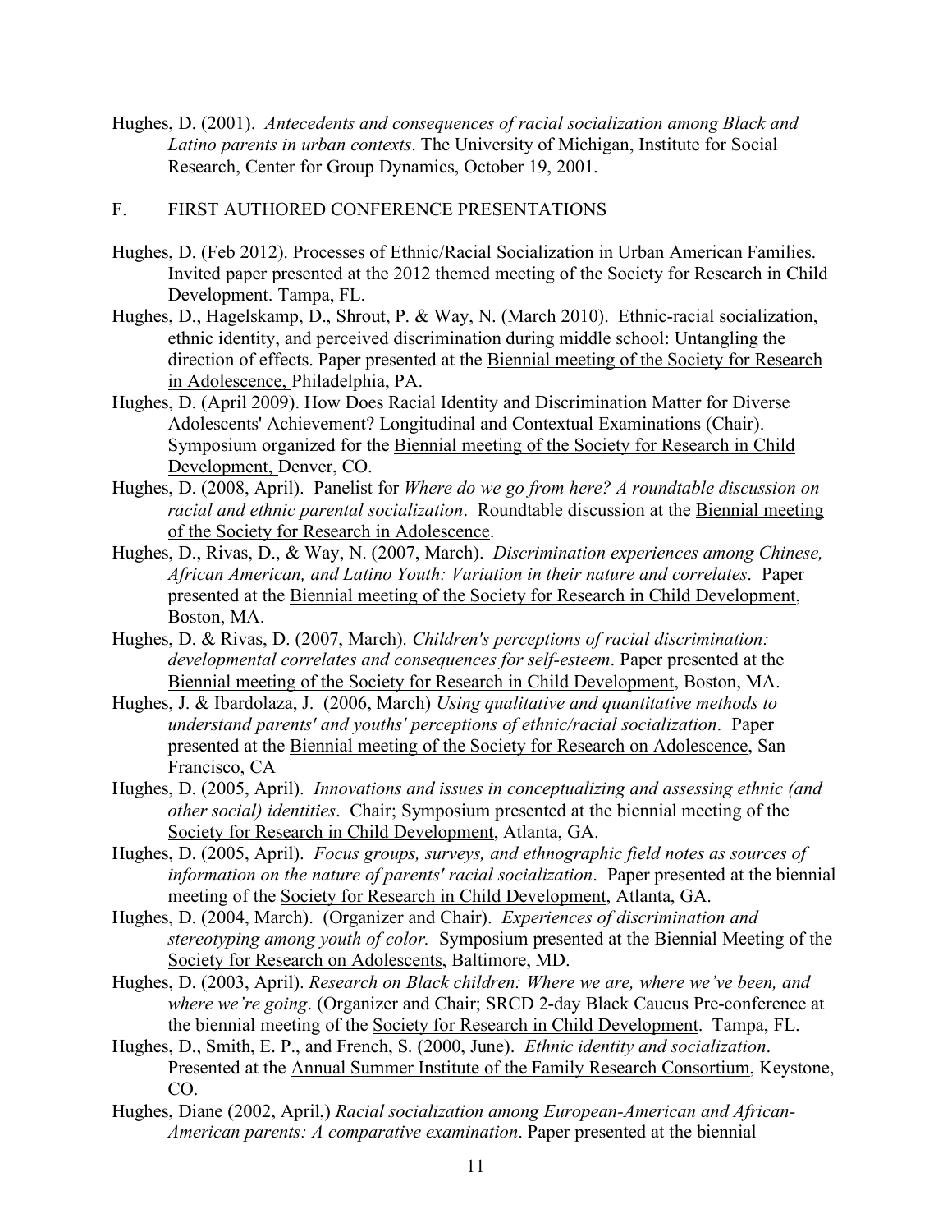Hughes, D. (2001). *Antecedents and consequences of racial socialization among Black and Latino parents in urban contexts*. The University of Michigan, Institute for Social Research, Center for Group Dynamics, October 19, 2001.

## F. FIRST AUTHORED CONFERENCE PRESENTATIONS

Hughes, D. (Feb 2012). Processes of Ethnic/Racial Socialization in Urban American Families. Invited paper presented at the 2012 themed meeting of the Society for Research in Child Development. Tampa, FL.

Hughes, D., Hagelskamp, D., Shrout, P. & Way, N. (March 2010). Ethnic-racial socialization, ethnic identity, and perceived discrimination during middle school: Untangling the direction of effects. Paper presented at the Biennial meeting of the Society for Research in Adolescence, Philadelphia, PA.

Hughes, D. (April 2009). How Does Racial Identity and Discrimination Matter for Diverse Adolescents' Achievement? Longitudinal and Contextual Examinations (Chair). Symposium organized for the Biennial meeting of the Society for Research in Child Development, Denver, CO.

Hughes, D. (2008, April). Panelist for *Where do we go from here? A roundtable discussion on racial and ethnic parental socialization*. Roundtable discussion at the Biennial meeting of the Society for Research in Adolescence.

Hughes, D., Rivas, D., & Way, N. (2007, March). *Discrimination experiences among Chinese, African American, and Latino Youth: Variation in their nature and correlates*. Paper presented at the Biennial meeting of the Society for Research in Child Development, Boston, MA.

Hughes, D. & Rivas, D. (2007, March). *Children's perceptions of racial discrimination: developmental correlates and consequences for self-esteem*. Paper presented at the Biennial meeting of the Society for Research in Child Development, Boston, MA.

Hughes, J. & Ibardolaza, J. (2006, March) *Using qualitative and quantitative methods to understand parents' and youths' perceptions of ethnic/racial socialization*. Paper presented at the Biennial meeting of the Society for Research on Adolescence, San Francisco, CA

Hughes, D. (2005, April). *Innovations and issues in conceptualizing and assessing ethnic (and other social) identities*. Chair; Symposium presented at the biennial meeting of the Society for Research in Child Development, Atlanta, GA.

Hughes, D. (2005, April). *Focus groups, surveys, and ethnographic field notes as sources of information on the nature of parents' racial socialization*. Paper presented at the biennial meeting of the Society for Research in Child Development, Atlanta, GA.

Hughes, D. (2004, March). (Organizer and Chair). *Experiences of discrimination and stereotyping among youth of color.* Symposium presented at the Biennial Meeting of the Society for Research on Adolescents, Baltimore, MD.

Hughes, D. (2003, April). *Research on Black children: Where we are, where we've been, and where we're going*. (Organizer and Chair; SRCD 2-day Black Caucus Pre-conference at the biennial meeting of the Society for Research in Child Development. Tampa, FL.

Hughes, D., Smith, E. P., and French, S. (2000, June). *Ethnic identity and socialization*. Presented at the Annual Summer Institute of the Family Research Consortium, Keystone, CO.

Hughes, Diane (2002, April,) *Racial socialization among European-American and African-American parents: A comparative examination*. Paper presented at the biennial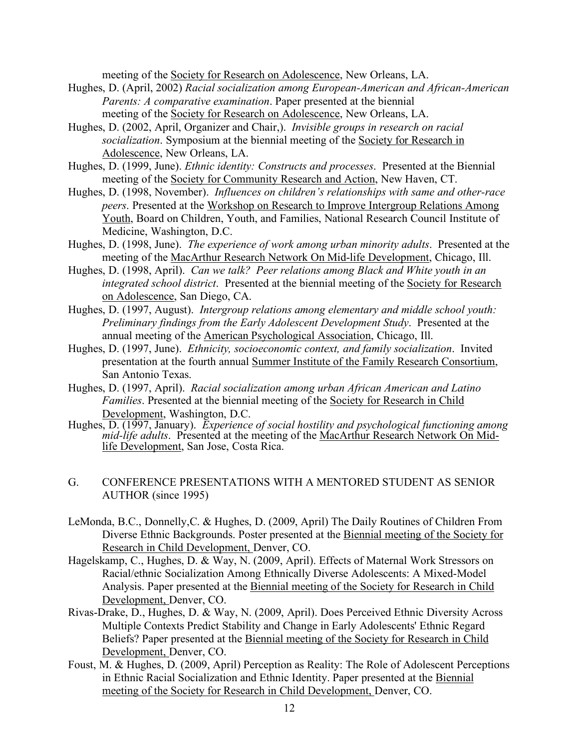meeting of the <u>Society for Research on Adolescence</u>, New Orleans, LA.

Hughes, D. (April, 2002) *Racial socialization among European-American and African-American Parents: A comparative examination*. Paper presented at the biennial meeting of the <u>Society for Research on Adolescence</u>, New Orleans, LA.

Hughes, D. (2002, April, Organizer and Chair,). *Invisible groups in research on racial socialization*. Symposium at the biennial meeting of the <u>Society for Research in Adolescence</u>, New Orleans, LA.

Hughes, D. (1999, June). *Ethnic identity: Constructs and processes*. Presented at the Biennial meeting of the <u>Society for Community Research and Action</u>, New Haven, CT.

Hughes, D. (1998, November). *Influences on children's relationships with same and other-race peers*. Presented at the <u>Workshop on Research to Improve Intergroup Relations Among Youth</u>, Board on Children, Youth, and Families, National Research Council Institute of Medicine, Washington, D.C.

Hughes, D. (1998, June). *The experience of work among urban minority adults*. Presented at the meeting of the <u>MacArthur Research Network On Mid-life Development</u>, Chicago, Ill.

Hughes, D. (1998, April). *Can we talk? Peer relations among Black and White youth in an integrated school district*. Presented at the biennial meeting of the <u>Society for Research on Adolescence</u>, San Diego, CA.

Hughes, D. (1997, August). *Intergroup relations among elementary and middle school youth: Preliminary findings from the Early Adolescent Development Study*. Presented at the annual meeting of the <u>American Psychological Association</u>, Chicago, Ill.

Hughes, D. (1997, June). *Ethnicity, socioeconomic context, and family socialization*. Invited presentation at the fourth annual <u>Summer Institute of the Family Research Consortium</u>, San Antonio Texas.

Hughes, D. (1997, April). *Racial socialization among urban African American and Latino Families*. Presented at the biennial meeting of the <u>Society for Research in Child Development</u>, Washington, D.C.

Hughes, D. (1997, January). *Experience of social hostility and psychological functioning among mid-life adults*. Presented at the meeting of the <u>MacArthur Research Network On Mid-life Development</u>, San Jose, Costa Rica.

## G. CONFERENCE PRESENTATIONS WITH A MENTORED STUDENT AS SENIOR AUTHOR (since 1995)

LeMonda, B.C., Donnelly,C. & Hughes, D. (2009, April) The Daily Routines of Children From Diverse Ethnic Backgrounds. Poster presented at the <u>Biennial meeting of the Society for Research in Child Development,</u> Denver, CO.

Hagelskamp, C., Hughes, D. & Way, N. (2009, April). Effects of Maternal Work Stressors on Racial/ethnic Socialization Among Ethnically Diverse Adolescents: A Mixed-Model Analysis. Paper presented at the <u>Biennial meeting of the Society for Research in Child Development,</u> Denver, CO.

Rivas-Drake, D., Hughes, D. & Way, N. (2009, April). Does Perceived Ethnic Diversity Across Multiple Contexts Predict Stability and Change in Early Adolescents' Ethnic Regard Beliefs? Paper presented at the <u>Biennial meeting of the Society for Research in Child Development,</u> Denver, CO.

Foust, M. & Hughes, D. (2009, April) Perception as Reality: The Role of Adolescent Perceptions in Ethnic Racial Socialization and Ethnic Identity. Paper presented at the <u>Biennial meeting of the Society for Research in Child Development,</u> Denver, CO.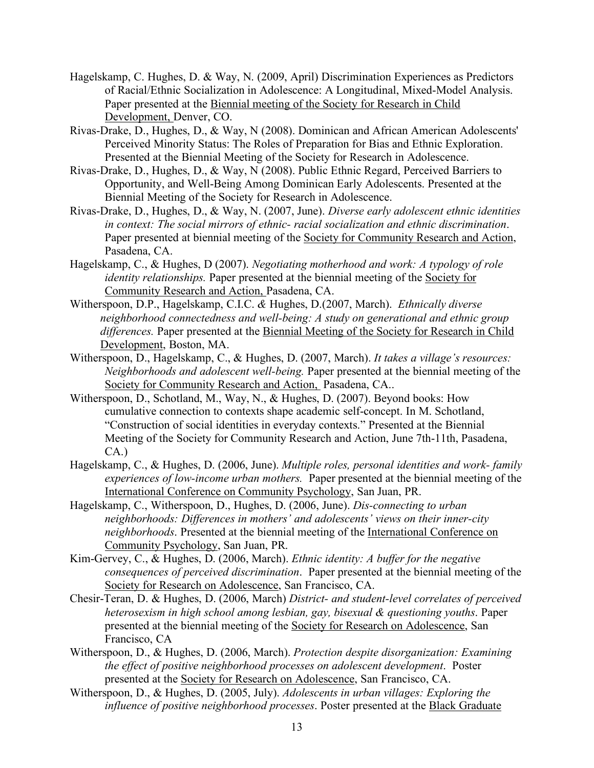Hagelskamp, C. Hughes, D. & Way, N. (2009, April) Discrimination Experiences as Predictors of Racial/Ethnic Socialization in Adolescence: A Longitudinal, Mixed-Model Analysis. Paper presented at the <u>Biennial meeting of the Society for Research in Child Development,</u> Denver, CO.

Rivas-Drake, D., Hughes, D., & Way, N (2008). Dominican and African American Adolescents' Perceived Minority Status: The Roles of Preparation for Bias and Ethnic Exploration. Presented at the Biennial Meeting of the Society for Research in Adolescence.

Rivas-Drake, D., Hughes, D., & Way, N (2008). Public Ethnic Regard, Perceived Barriers to Opportunity, and Well-Being Among Dominican Early Adolescents. Presented at the Biennial Meeting of the Society for Research in Adolescence.

Rivas-Drake, D., Hughes, D., & Way, N. (2007, June). *Diverse early adolescent ethnic identities in context: The social mirrors of ethnic- racial socialization and ethnic discrimination*. Paper presented at biennial meeting of the <u>Society for Community Research and Action</u>, Pasadena, CA.

Hagelskamp, C., & Hughes, D (2007). *Negotiating motherhood and work: A typology of role identity relationships.* Paper presented at the biennial meeting of the <u>Society for Community Research and Action,</u> Pasadena, CA.

Witherspoon, D.P., Hagelskamp, C.I.C. *&* Hughes, D.(2007, March). *Ethnically diverse neighborhood connectedness and well-being: A study on generational and ethnic group differences.* Paper presented at the <u>Biennial Meeting of the Society for Research in Child Development</u>, Boston, MA.

Witherspoon, D., Hagelskamp, C., & Hughes, D. (2007, March). *It takes a village's resources: Neighborhoods and adolescent well-being.* Paper presented at the biennial meeting of the <u>Society for Community Research and Action,</u> Pasadena, CA..

Witherspoon, D., Schotland, M., Way, N., & Hughes, D. (2007). Beyond books: How cumulative connection to contexts shape academic self-concept. In M. Schotland, "Construction of social identities in everyday contexts." Presented at the Biennial Meeting of the Society for Community Research and Action, June 7th-11th, Pasadena, CA.)

Hagelskamp, C., & Hughes, D. (2006, June). *Multiple roles, personal identities and work- family experiences of low-income urban mothers.* Paper presented at the biennial meeting of the <u>International Conference on Community Psychology</u>, San Juan, PR.

Hagelskamp, C., Witherspoon, D., Hughes, D. (2006, June). *Dis-connecting to urban neighborhoods: Differences in mothers' and adolescents' views on their inner-city neighborhoods*. Presented at the biennial meeting of the <u>International Conference on Community Psychology</u>, San Juan, PR.

Kim-Gervey, C., & Hughes, D. (2006, March). *Ethnic identity: A buffer for the negative consequences of perceived discrimination*. Paper presented at the biennial meeting of the <u>Society for Research on Adolescence</u>, San Francisco, CA.

Chesir-Teran, D. & Hughes, D. (2006, March) *District- and student-level correlates of perceived heterosexism in high school among lesbian, gay, bisexual & questioning youths*. Paper presented at the biennial meeting of the <u>Society for Research on Adolescence</u>, San Francisco, CA

Witherspoon, D., & Hughes, D. (2006, March). *Protection despite disorganization: Examining the effect of positive neighborhood processes on adolescent development*. Poster presented at the <u>Society for Research on Adolescence</u>, San Francisco, CA.

Witherspoon, D., & Hughes, D. (2005, July). *Adolescents in urban villages: Exploring the influence of positive neighborhood processes*. Poster presented at the <u>Black Graduate</u>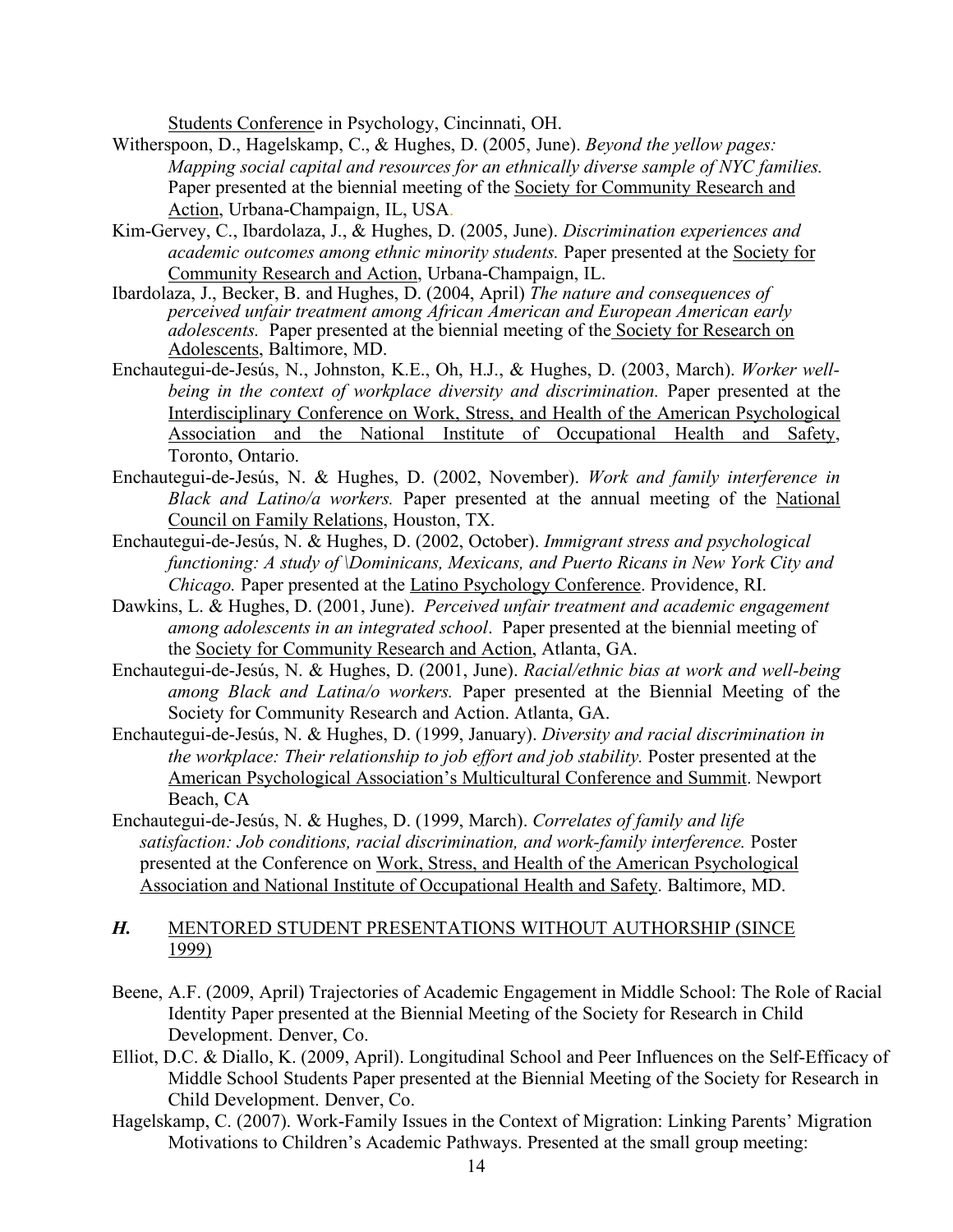Students Conference in Psychology, Cincinnati, OH.

Witherspoon, D., Hagelskamp, C., & Hughes, D. (2005, June). *Beyond the yellow pages: Mapping social capital and resources for an ethnically diverse sample of NYC families.* Paper presented at the biennial meeting of the Society for Community Research and Action, Urbana-Champaign, IL, USA.

Kim-Gervey, C., Ibardolaza, J., & Hughes, D. (2005, June). *Discrimination experiences and academic outcomes among ethnic minority students.* Paper presented at the Society for Community Research and Action, Urbana-Champaign, IL.

Ibardolaza, J., Becker, B. and Hughes, D. (2004, April) *The nature and consequences of perceived unfair treatment among African American and European American early adolescents.* Paper presented at the biennial meeting of the Society for Research on Adolescents, Baltimore, MD.

Enchautegui-de-Jesús, N., Johnston, K.E., Oh, H.J., & Hughes, D. (2003, March). *Worker well-being in the context of workplace diversity and discrimination.* Paper presented at the Interdisciplinary Conference on Work, Stress, and Health of the American Psychological Association and the National Institute of Occupational Health and Safety, Toronto, Ontario.

Enchautegui-de-Jesús, N. & Hughes, D. (2002, November). *Work and family interference in Black and Latino/a workers.* Paper presented at the annual meeting of the National Council on Family Relations, Houston, TX.

Enchautegui-de-Jesús, N. & Hughes, D. (2002, October). *Immigrant stress and psychological functioning: A study of \Dominicans, Mexicans, and Puerto Ricans in New York City and Chicago.* Paper presented at the Latino Psychology Conference. Providence, RI.

Dawkins, L. & Hughes, D. (2001, June). *Perceived unfair treatment and academic engagement among adolescents in an integrated school*. Paper presented at the biennial meeting of the Society for Community Research and Action, Atlanta, GA.

Enchautegui-de-Jesús, N. & Hughes, D. (2001, June). *Racial/ethnic bias at work and well-being among Black and Latina/o workers.* Paper presented at the Biennial Meeting of the Society for Community Research and Action. Atlanta, GA.

Enchautegui-de-Jesús, N. & Hughes, D. (1999, January). *Diversity and racial discrimination in the workplace: Their relationship to job effort and job stability.* Poster presented at the American Psychological Association's Multicultural Conference and Summit. Newport Beach, CA

Enchautegui-de-Jesús, N. & Hughes, D. (1999, March). *Correlates of family and life satisfaction: Job conditions, racial discrimination, and work-family interference.* Poster presented at the Conference on Work, Stress, and Health of the American Psychological Association and National Institute of Occupational Health and Safety. Baltimore, MD.

### *H.* MENTORED STUDENT PRESENTATIONS WITHOUT AUTHORSHIP (SINCE 1999)

Beene, A.F. (2009, April) Trajectories of Academic Engagement in Middle School: The Role of Racial Identity Paper presented at the Biennial Meeting of the Society for Research in Child Development. Denver, Co.

Elliot, D.C. & Diallo, K. (2009, April). Longitudinal School and Peer Influences on the Self-Efficacy of Middle School Students Paper presented at the Biennial Meeting of the Society for Research in Child Development. Denver, Co.

Hagelskamp, C. (2007). Work-Family Issues in the Context of Migration: Linking Parents' Migration Motivations to Children's Academic Pathways. Presented at the small group meeting: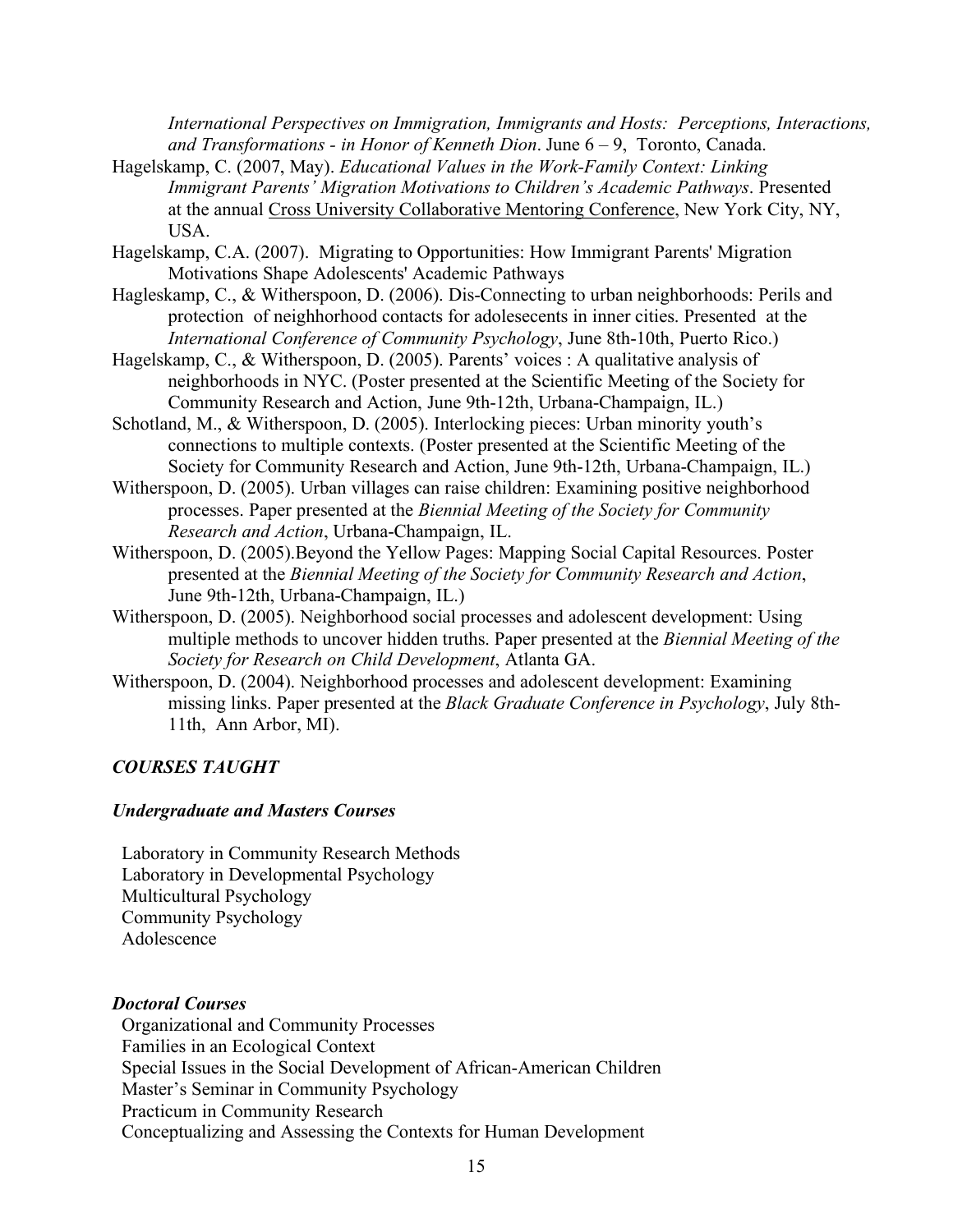*International Perspectives on Immigration, Immigrants and Hosts: Perceptions, Interactions, and Transformations - in Honor of Kenneth Dion*. June 6 – 9, Toronto, Canada.

Hagelskamp, C. (2007, May). *Educational Values in the Work-Family Context: Linking Immigrant Parents' Migration Motivations to Children's Academic Pathways*. Presented at the annual Cross University Collaborative Mentoring Conference, New York City, NY, USA.

Hagelskamp, C.A. (2007). Migrating to Opportunities: How Immigrant Parents' Migration Motivations Shape Adolescents' Academic Pathways

Hagleskamp, C., & Witherspoon, D. (2006). Dis-Connecting to urban neighborhoods: Perils and protection of neighhorhood contacts for adolesecents in inner cities. Presented at the *International Conference of Community Psychology*, June 8th-10th, Puerto Rico.)

Hagelskamp, C., & Witherspoon, D. (2005). Parents' voices : A qualitative analysis of neighborhoods in NYC. (Poster presented at the Scientific Meeting of the Society for Community Research and Action, June 9th-12th, Urbana-Champaign, IL.)

Schotland, M., & Witherspoon, D. (2005). Interlocking pieces: Urban minority youth's connections to multiple contexts. (Poster presented at the Scientific Meeting of the Society for Community Research and Action, June 9th-12th, Urbana-Champaign, IL.)

Witherspoon, D. (2005). Urban villages can raise children: Examining positive neighborhood processes. Paper presented at the *Biennial Meeting of the Society for Community Research and Action*, Urbana-Champaign, IL.

Witherspoon, D. (2005).Beyond the Yellow Pages: Mapping Social Capital Resources. Poster presented at the *Biennial Meeting of the Society for Community Research and Action*, June 9th-12th, Urbana-Champaign, IL.)

Witherspoon, D. (2005). Neighborhood social processes and adolescent development: Using multiple methods to uncover hidden truths. Paper presented at the *Biennial Meeting of the Society for Research on Child Development*, Atlanta GA.

Witherspoon, D. (2004). Neighborhood processes and adolescent development: Examining missing links. Paper presented at the *Black Graduate Conference in Psychology*, July 8th-11th, Ann Arbor, MI).

## *COURSES TAUGHT*

### *Undergraduate and Masters Courses*

Laboratory in Community Research Methods
Laboratory in Developmental Psychology
Multicultural Psychology
Community Psychology
Adolescence

### *Doctoral Courses*

Organizational and Community Processes
Families in an Ecological Context
Special Issues in the Social Development of African-American Children
Master's Seminar in Community Psychology
Practicum in Community Research
Conceptualizing and Assessing the Contexts for Human Development